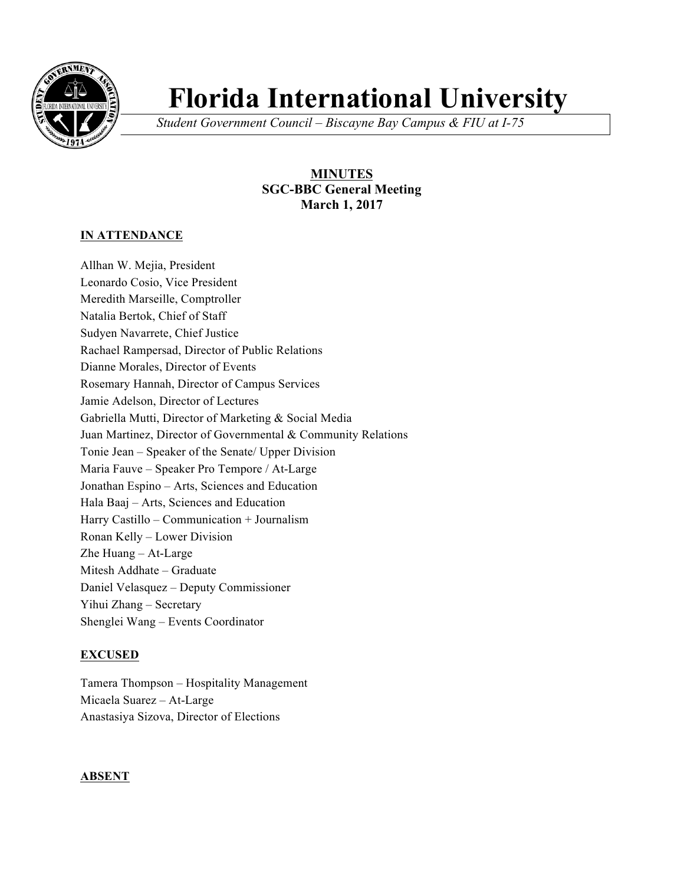# Florida International University

*Student Government Council – Biscayne Bay Campus & FIU at I-75*

**MINUTES**
**SGC-BBC General Meeting**
**March 1, 2017**

**IN ATTENDANCE**

Allhan W. Mejia, President
Leonardo Cosio, Vice President
Meredith Marseille, Comptroller
Natalia Bertok, Chief of Staff
Sudyen Navarrete, Chief Justice
Rachael Rampersad, Director of Public Relations
Dianne Morales, Director of Events
Rosemary Hannah, Director of Campus Services
Jamie Adelson, Director of Lectures
Gabriella Mutti, Director of Marketing & Social Media
Juan Martinez, Director of Governmental & Community Relations
Tonie Jean – Speaker of the Senate/ Upper Division
Maria Fauve – Speaker Pro Tempore / At-Large
Jonathan Espino – Arts, Sciences and Education
Hala Baaj – Arts, Sciences and Education
Harry Castillo – Communication + Journalism
Ronan Kelly – Lower Division
Zhe Huang – At-Large
Mitesh Addhate – Graduate
Daniel Velasquez – Deputy Commissioner
Yihui Zhang – Secretary
Shenglei Wang – Events Coordinator

**EXCUSED**

Tamera Thompson – Hospitality Management
Micaela Suarez – At-Large
Anastasiya Sizova, Director of Elections

**ABSENT**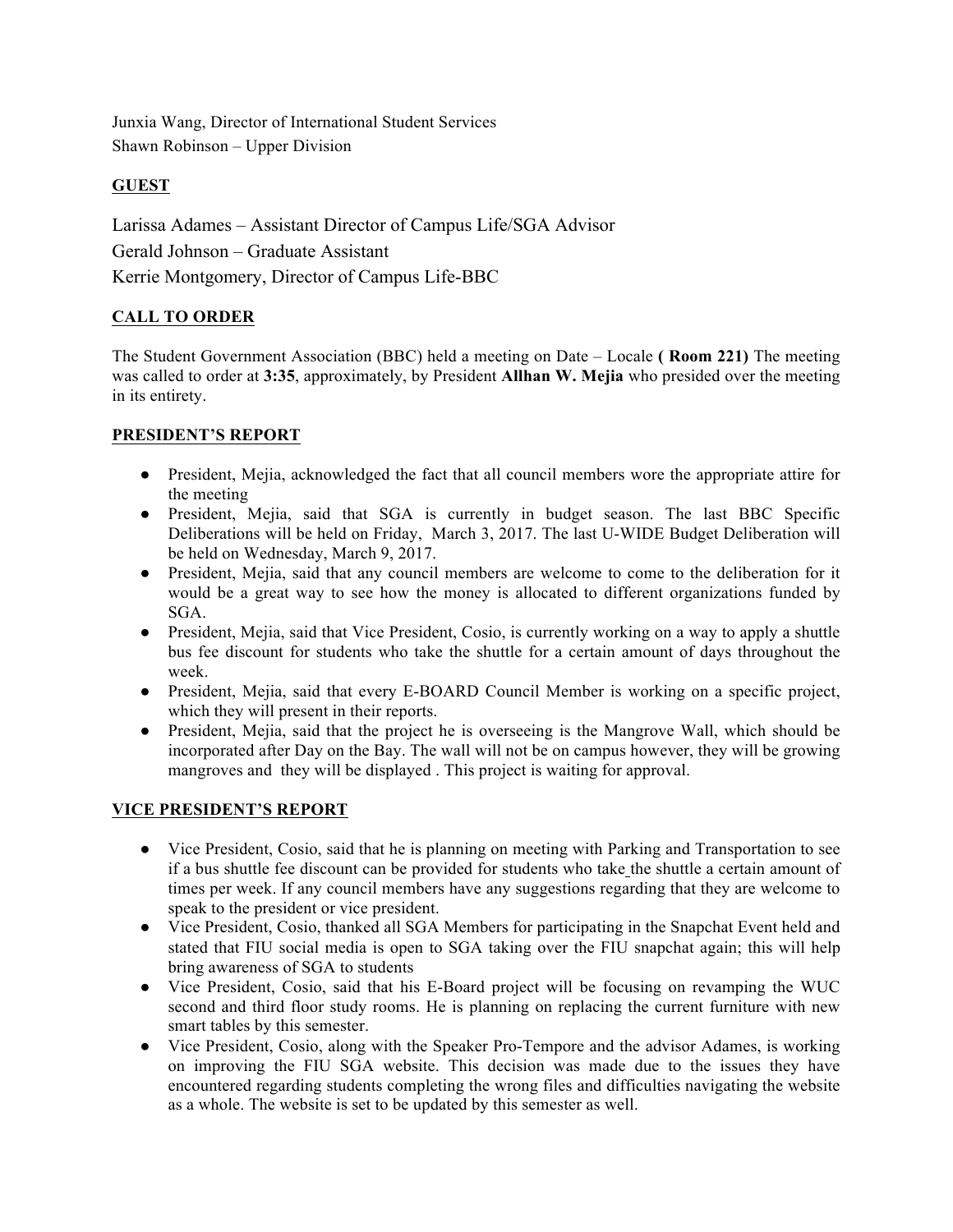Junxia Wang, Director of International Student Services
Shawn Robinson – Upper Division

## GUEST

Larissa Adames – Assistant Director of Campus Life/SGA Advisor
Gerald Johnson – Graduate Assistant
Kerrie Montgomery, Director of Campus Life-BBC

## CALL TO ORDER

The Student Government Association (BBC) held a meeting on Date – Locale **( Room 221)** The meeting was called to order at **3:35**, approximately, by President **Allhan W. Mejia** who presided over the meeting in its entirety.

## PRESIDENT'S REPORT

- President, Mejia, acknowledged the fact that all council members wore the appropriate attire for the meeting
- President, Mejia, said that SGA is currently in budget season. The last BBC Specific Deliberations will be held on Friday, March 3, 2017. The last U-WIDE Budget Deliberation will be held on Wednesday, March 9, 2017.
- President, Mejia, said that any council members are welcome to come to the deliberation for it would be a great way to see how the money is allocated to different organizations funded by SGA.
- President, Mejia, said that Vice President, Cosio, is currently working on a way to apply a shuttle bus fee discount for students who take the shuttle for a certain amount of days throughout the week.
- President, Mejia, said that every E-BOARD Council Member is working on a specific project, which they will present in their reports.
- President, Mejia, said that the project he is overseeing is the Mangrove Wall, which should be incorporated after Day on the Bay. The wall will not be on campus however, they will be growing mangroves and they will be displayed . This project is waiting for approval.

## VICE PRESIDENT'S REPORT

- Vice President, Cosio, said that he is planning on meeting with Parking and Transportation to see if a bus shuttle fee discount can be provided for students who take the shuttle a certain amount of times per week. If any council members have any suggestions regarding that they are welcome to speak to the president or vice president.
- Vice President, Cosio, thanked all SGA Members for participating in the Snapchat Event held and stated that FIU social media is open to SGA taking over the FIU snapchat again; this will help bring awareness of SGA to students
- Vice President, Cosio, said that his E-Board project will be focusing on revamping the WUC second and third floor study rooms. He is planning on replacing the current furniture with new smart tables by this semester.
- Vice President, Cosio, along with the Speaker Pro-Tempore and the advisor Adames, is working on improving the FIU SGA website. This decision was made due to the issues they have encountered regarding students completing the wrong files and difficulties navigating the website as a whole. The website is set to be updated by this semester as well.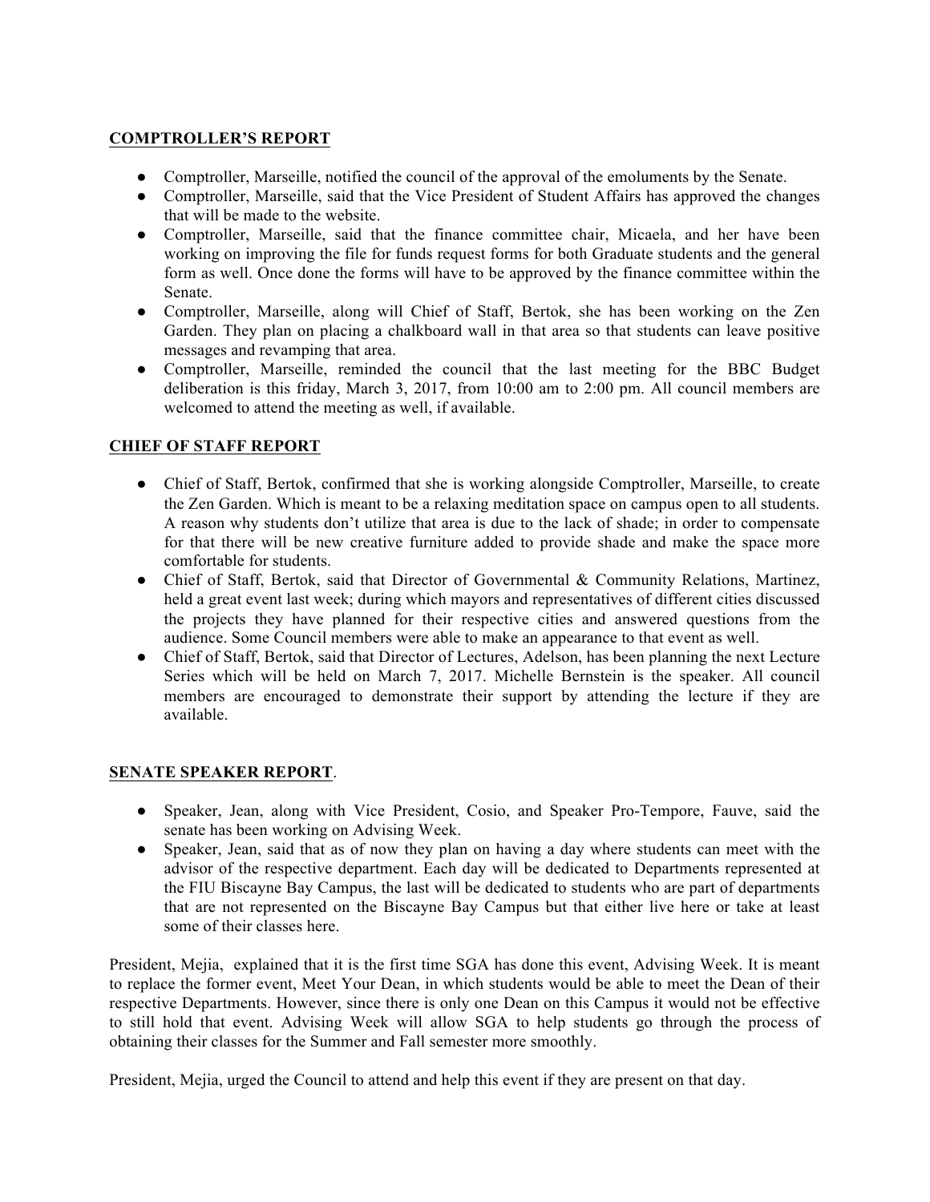## COMPTROLLER'S REPORT

- Comptroller, Marseille, notified the council of the approval of the emoluments by the Senate.
- Comptroller, Marseille, said that the Vice President of Student Affairs has approved the changes that will be made to the website.
- Comptroller, Marseille, said that the finance committee chair, Micaela, and her have been working on improving the file for funds request forms for both Graduate students and the general form as well. Once done the forms will have to be approved by the finance committee within the Senate.
- Comptroller, Marseille, along will Chief of Staff, Bertok, she has been working on the Zen Garden. They plan on placing a chalkboard wall in that area so that students can leave positive messages and revamping that area.
- Comptroller, Marseille, reminded the council that the last meeting for the BBC Budget deliberation is this friday, March 3, 2017, from 10:00 am to 2:00 pm. All council members are welcomed to attend the meeting as well, if available.

## CHIEF OF STAFF REPORT

- Chief of Staff, Bertok, confirmed that she is working alongside Comptroller, Marseille, to create the Zen Garden. Which is meant to be a relaxing meditation space on campus open to all students. A reason why students don't utilize that area is due to the lack of shade; in order to compensate for that there will be new creative furniture added to provide shade and make the space more comfortable for students.
- Chief of Staff, Bertok, said that Director of Governmental & Community Relations, Martinez, held a great event last week; during which mayors and representatives of different cities discussed the projects they have planned for their respective cities and answered questions from the audience. Some Council members were able to make an appearance to that event as well.
- Chief of Staff, Bertok, said that Director of Lectures, Adelson, has been planning the next Lecture Series which will be held on March 7, 2017. Michelle Bernstein is the speaker. All council members are encouraged to demonstrate their support by attending the lecture if they are available.

## SENATE SPEAKER REPORT.

- Speaker, Jean, along with Vice President, Cosio, and Speaker Pro-Tempore, Fauve, said the senate has been working on Advising Week.
- Speaker, Jean, said that as of now they plan on having a day where students can meet with the advisor of the respective department. Each day will be dedicated to Departments represented at the FIU Biscayne Bay Campus, the last will be dedicated to students who are part of departments that are not represented on the Biscayne Bay Campus but that either live here or take at least some of their classes here.

President, Mejia, explained that it is the first time SGA has done this event, Advising Week. It is meant to replace the former event, Meet Your Dean, in which students would be able to meet the Dean of their respective Departments. However, since there is only one Dean on this Campus it would not be effective to still hold that event. Advising Week will allow SGA to help students go through the process of obtaining their classes for the Summer and Fall semester more smoothly.

President, Mejia, urged the Council to attend and help this event if they are present on that day.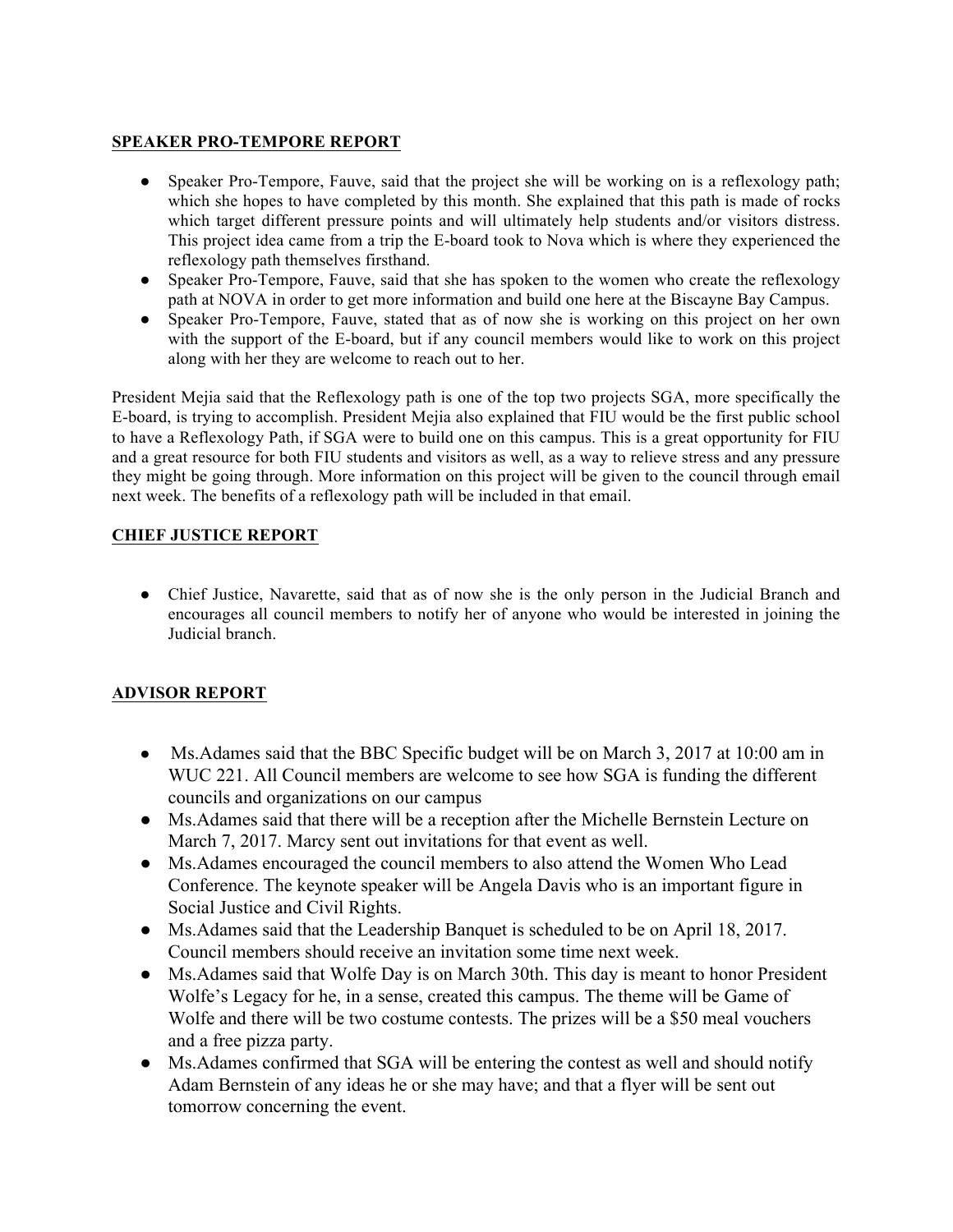**SPEAKER PRO-TEMPORE REPORT**

- Speaker Pro-Tempore, Fauve, said that the project she will be working on is a reflexology path; which she hopes to have completed by this month. She explained that this path is made of rocks which target different pressure points and will ultimately help students and/or visitors distress. This project idea came from a trip the E-board took to Nova which is where they experienced the reflexology path themselves firsthand.
- Speaker Pro-Tempore, Fauve, said that she has spoken to the women who create the reflexology path at NOVA in order to get more information and build one here at the Biscayne Bay Campus.
- Speaker Pro-Tempore, Fauve, stated that as of now she is working on this project on her own with the support of the E-board, but if any council members would like to work on this project along with her they are welcome to reach out to her.

President Mejia said that the Reflexology path is one of the top two projects SGA, more specifically the E-board, is trying to accomplish. President Mejia also explained that FIU would be the first public school to have a Reflexology Path, if SGA were to build one on this campus. This is a great opportunity for FIU and a great resource for both FIU students and visitors as well, as a way to relieve stress and any pressure they might be going through. More information on this project will be given to the council through email next week. The benefits of a reflexology path will be included in that email.

**CHIEF JUSTICE REPORT**

- Chief Justice, Navarette, said that as of now she is the only person in the Judicial Branch and encourages all council members to notify her of anyone who would be interested in joining the Judicial branch.

**ADVISOR REPORT**

- Ms.Adames said that the BBC Specific budget will be on March 3, 2017 at 10:00 am in WUC 221. All Council members are welcome to see how SGA is funding the different councils and organizations on our campus
- Ms.Adames said that there will be a reception after the Michelle Bernstein Lecture on March 7, 2017. Marcy sent out invitations for that event as well.
- Ms.Adames encouraged the council members to also attend the Women Who Lead Conference. The keynote speaker will be Angela Davis who is an important figure in Social Justice and Civil Rights.
- Ms.Adames said that the Leadership Banquet is scheduled to be on April 18, 2017. Council members should receive an invitation some time next week.
- Ms.Adames said that Wolfe Day is on March 30th. This day is meant to honor President Wolfe's Legacy for he, in a sense, created this campus. The theme will be Game of Wolfe and there will be two costume contests. The prizes will be a $50 meal vouchers and a free pizza party.
- Ms.Adames confirmed that SGA will be entering the contest as well and should notify Adam Bernstein of any ideas he or she may have; and that a flyer will be sent out tomorrow concerning the event.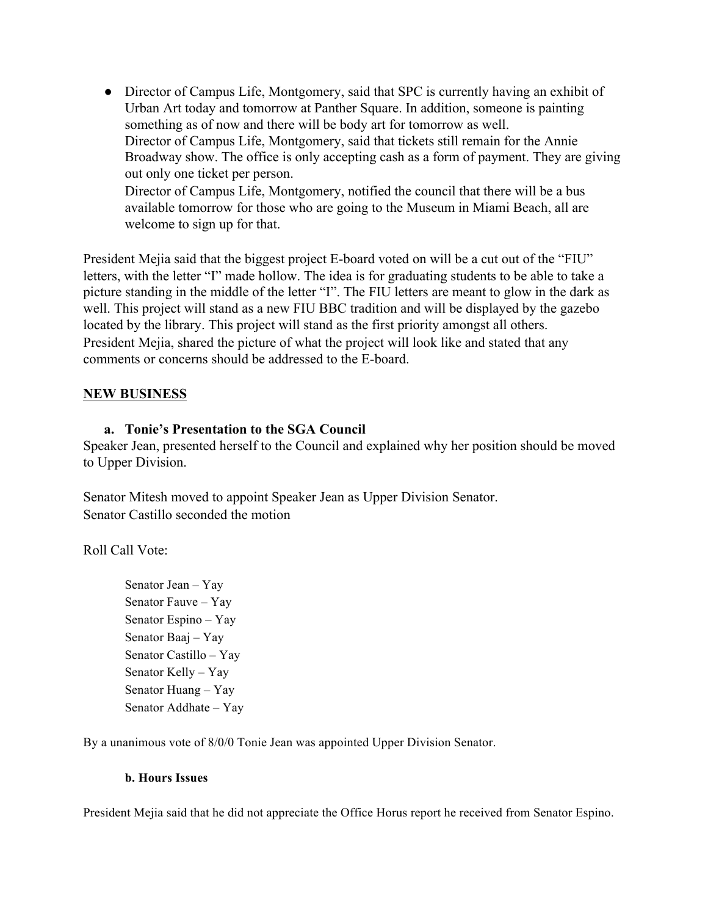- Director of Campus Life, Montgomery, said that SPC is currently having an exhibit of Urban Art today and tomorrow at Panther Square. In addition, someone is painting something as of now and there will be body art for tomorrow as well.
  Director of Campus Life, Montgomery, said that tickets still remain for the Annie Broadway show. The office is only accepting cash as a form of payment. They are giving out only one ticket per person.
  Director of Campus Life, Montgomery, notified the council that there will be a bus available tomorrow for those who are going to the Museum in Miami Beach, all are welcome to sign up for that.

President Mejia said that the biggest project E-board voted on will be a cut out of the "FIU" letters, with the letter "I" made hollow. The idea is for graduating students to be able to take a picture standing in the middle of the letter "I". The FIU letters are meant to glow in the dark as well. This project will stand as a new FIU BBC tradition and will be displayed by the gazebo located by the library. This project will stand as the first priority amongst all others.
President Mejia, shared the picture of what the project will look like and stated that any comments or concerns should be addressed to the E-board.

## NEW BUSINESS

**a. Tonie's Presentation to the SGA Council**

Speaker Jean, presented herself to the Council and explained why her position should be moved to Upper Division.

Senator Mitesh moved to appoint Speaker Jean as Upper Division Senator.
Senator Castillo seconded the motion

Roll Call Vote:

Senator Jean – Yay
Senator Fauve – Yay
Senator Espino – Yay
Senator Baaj – Yay
Senator Castillo – Yay
Senator Kelly – Yay
Senator Huang – Yay
Senator Addhate – Yay

By a unanimous vote of 8/0/0 Tonie Jean was appointed Upper Division Senator.

**b. Hours Issues**

President Mejia said that he did not appreciate the Office Horus report he received from Senator Espino.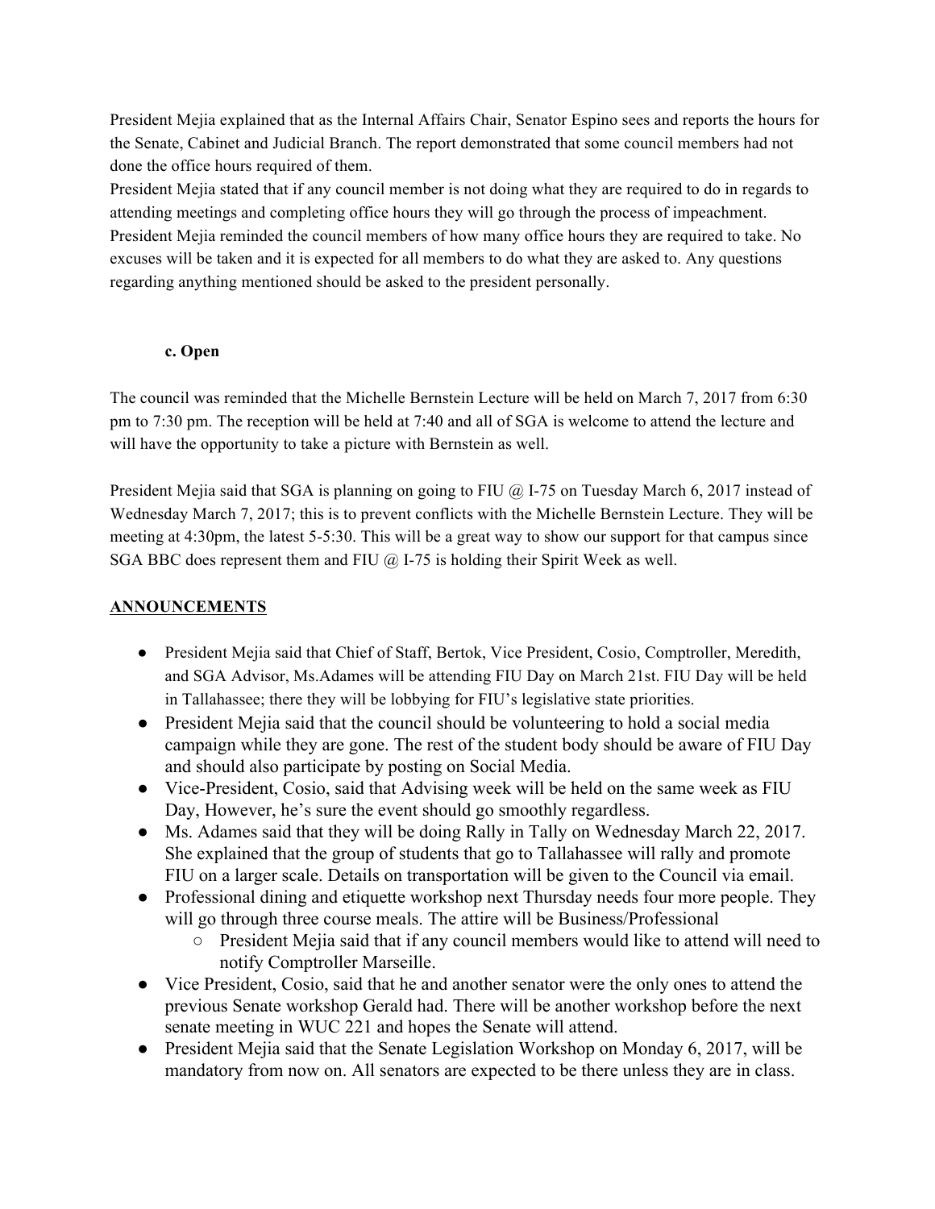President Mejia explained that as the Internal Affairs Chair, Senator Espino sees and reports the hours for the Senate, Cabinet and Judicial Branch. The report demonstrated that some council members had not done the office hours required of them.
President Mejia stated that if any council member is not doing what they are required to do in regards to attending meetings and completing office hours they will go through the process of impeachment.
President Mejia reminded the council members of how many office hours they are required to take. No excuses will be taken and it is expected for all members to do what they are asked to. Any questions regarding anything mentioned should be asked to the president personally.

**c. Open**

The council was reminded that the Michelle Bernstein Lecture will be held on March 7, 2017 from 6:30 pm to 7:30 pm. The reception will be held at 7:40 and all of SGA is welcome to attend the lecture and will have the opportunity to take a picture with Bernstein as well.

President Mejia said that SGA is planning on going to FIU @ I-75 on Tuesday March 6, 2017 instead of Wednesday March 7, 2017; this is to prevent conflicts with the Michelle Bernstein Lecture. They will be meeting at 4:30pm, the latest 5-5:30. This will be a great way to show our support for that campus since SGA BBC does represent them and FIU @ I-75 is holding their Spirit Week as well.

**ANNOUNCEMENTS**

- President Mejia said that Chief of Staff, Bertok, Vice President, Cosio, Comptroller, Meredith, and SGA Advisor, Ms.Adames will be attending FIU Day on March 21st. FIU Day will be held in Tallahassee; there they will be lobbying for FIU's legislative state priorities.
- President Mejia said that the council should be volunteering to hold a social media campaign while they are gone. The rest of the student body should be aware of FIU Day and should also participate by posting on Social Media.
- Vice-President, Cosio, said that Advising week will be held on the same week as FIU Day, However, he's sure the event should go smoothly regardless.
- Ms. Adames said that they will be doing Rally in Tally on Wednesday March 22, 2017. She explained that the group of students that go to Tallahassee will rally and promote FIU on a larger scale. Details on transportation will be given to the Council via email.
- Professional dining and etiquette workshop next Thursday needs four more people. They will go through three course meals. The attire will be Business/Professional
  - President Mejia said that if any council members would like to attend will need to notify Comptroller Marseille.
- Vice President, Cosio, said that he and another senator were the only ones to attend the previous Senate workshop Gerald had. There will be another workshop before the next senate meeting in WUC 221 and hopes the Senate will attend.
- President Mejia said that the Senate Legislation Workshop on Monday 6, 2017, will be mandatory from now on. All senators are expected to be there unless they are in class.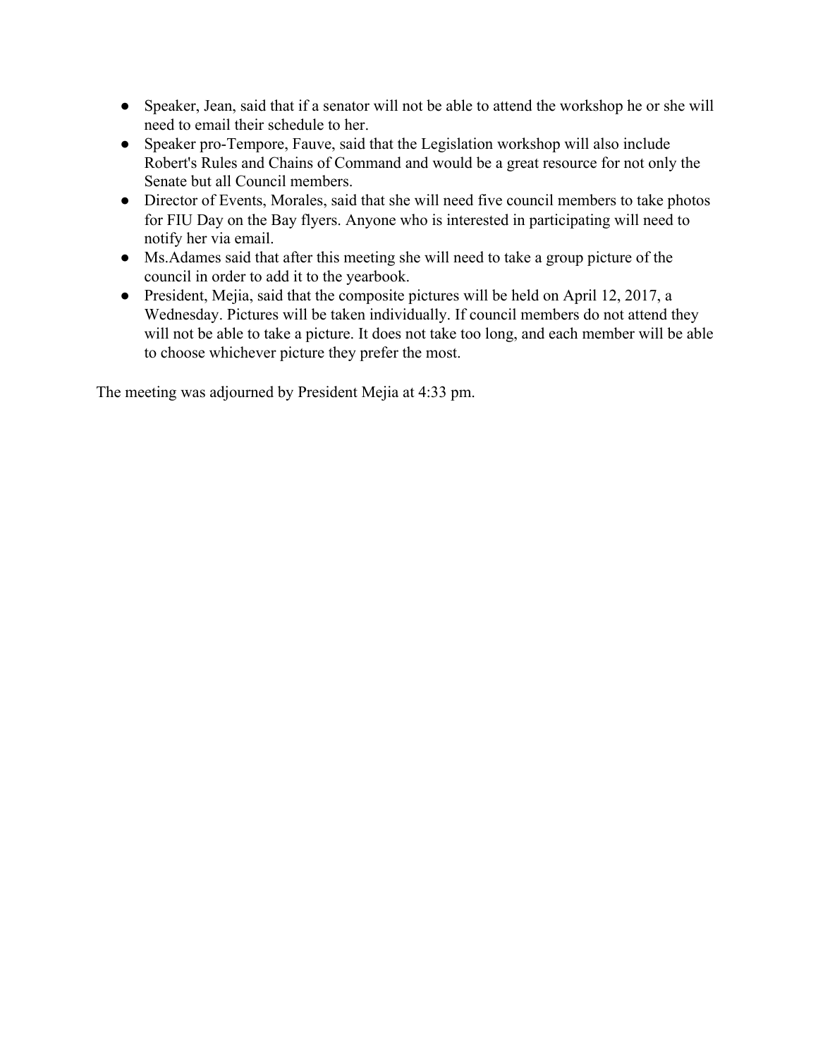- Speaker, Jean, said that if a senator will not be able to attend the workshop he or she will need to email their schedule to her.
- Speaker pro-Tempore, Fauve, said that the Legislation workshop will also include Robert's Rules and Chains of Command and would be a great resource for not only the Senate but all Council members.
- Director of Events, Morales, said that she will need five council members to take photos for FIU Day on the Bay flyers. Anyone who is interested in participating will need to notify her via email.
- Ms.Adames said that after this meeting she will need to take a group picture of the council in order to add it to the yearbook.
- President, Mejia, said that the composite pictures will be held on April 12, 2017, a Wednesday. Pictures will be taken individually. If council members do not attend they will not be able to take a picture. It does not take too long, and each member will be able to choose whichever picture they prefer the most.

The meeting was adjourned by President Mejia at 4:33 pm.